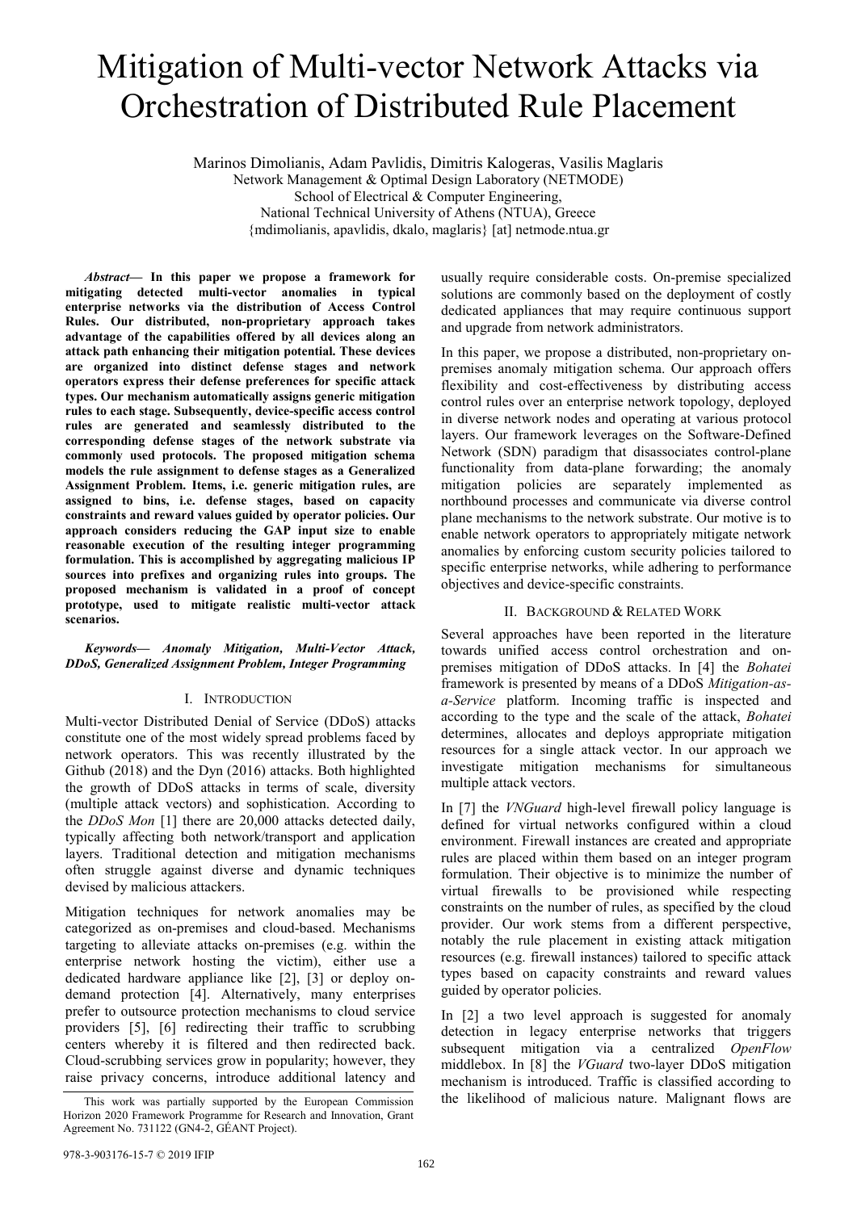# Mitigation of Multi-vector Network Attacks via Orchestration of Distributed Rule Placement

Marinos Dimolianis, Adam Pavlidis, Dimitris Kalogeras, Vasilis Maglaris
Network Management & Optimal Design Laboratory (NETMODE)
School of Electrical & Computer Engineering,
National Technical University of Athens (NTUA), Greece
{mdimolianis, apavlidis, dkalo, maglaris} [at] netmode.ntua.gr

***Abstract*— In this paper we propose a framework for mitigating detected multi-vector anomalies in typical enterprise networks via the distribution of Access Control Rules. Our distributed, non-proprietary approach takes advantage of the capabilities offered by all devices along an attack path enhancing their mitigation potential. These devices are organized into distinct defense stages and network operators express their defense preferences for specific attack types. Our mechanism automatically assigns generic mitigation rules to each stage. Subsequently, device-specific access control rules are generated and seamlessly distributed to the corresponding defense stages of the network substrate via commonly used protocols. The proposed mitigation schema models the rule assignment to defense stages as a Generalized Assignment Problem. Items, i.e. generic mitigation rules, are assigned to bins, i.e. defense stages, based on capacity constraints and reward values guided by operator policies. Our approach considers reducing the GAP input size to enable reasonable execution of the resulting integer programming formulation. This is accomplished by aggregating malicious IP sources into prefixes and organizing rules into groups. The proposed mechanism is validated in a proof of concept prototype, used to mitigate realistic multi-vector attack scenarios.**

***Keywords*— *Anomaly Mitigation, Multi-Vector Attack, DDoS, Generalized Assignment Problem, Integer Programming***

## I. Introduction

Multi-vector Distributed Denial of Service (DDoS) attacks constitute one of the most widely spread problems faced by network operators. This was recently illustrated by the Github (2018) and the Dyn (2016) attacks. Both highlighted the growth of DDoS attacks in terms of scale, diversity (multiple attack vectors) and sophistication. According to the *DDoS Mon* [1] there are 20,000 attacks detected daily, typically affecting both network/transport and application layers. Traditional detection and mitigation mechanisms often struggle against diverse and dynamic techniques devised by malicious attackers.

Mitigation techniques for network anomalies may be categorized as on-premises and cloud-based. Mechanisms targeting to alleviate attacks on-premises (e.g. within the enterprise network hosting the victim), either use a dedicated hardware appliance like [2], [3] or deploy on-demand protection [4]. Alternatively, many enterprises prefer to outsource protection mechanisms to cloud service providers [5], [6] redirecting their traffic to scrubbing centers whereby it is filtered and then redirected back. Cloud-scrubbing services grow in popularity; however, they raise privacy concerns, introduce additional latency and usually require considerable costs. On-premise specialized solutions are commonly based on the deployment of costly dedicated appliances that may require continuous support and upgrade from network administrators.

In this paper, we propose a distributed, non-proprietary on-premises anomaly mitigation schema. Our approach offers flexibility and cost-effectiveness by distributing access control rules over an enterprise network topology, deployed in diverse network nodes and operating at various protocol layers. Our framework leverages on the Software-Defined Network (SDN) paradigm that disassociates control-plane functionality from data-plane forwarding; the anomaly mitigation policies are separately implemented as northbound processes and communicate via diverse control plane mechanisms to the network substrate. Our motive is to enable network operators to appropriately mitigate network anomalies by enforcing custom security policies tailored to specific enterprise networks, while adhering to performance objectives and device-specific constraints.

## II. Background & Related Work

Several approaches have been reported in the literature towards unified access control orchestration and on-premises mitigation of DDoS attacks. In [4] the *Bohatei* framework is presented by means of a DDoS *Mitigation-as-a-Service* platform. Incoming traffic is inspected and according to the type and the scale of the attack, *Bohatei* determines, allocates and deploys appropriate mitigation resources for a single attack vector. In our approach we investigate mitigation mechanisms for simultaneous multiple attack vectors.

In [7] the *VNGuard* high-level firewall policy language is defined for virtual networks configured within a cloud environment. Firewall instances are created and appropriate rules are placed within them based on an integer program formulation. Their objective is to minimize the number of virtual firewalls to be provisioned while respecting constraints on the number of rules, as specified by the cloud provider. Our work stems from a different perspective, notably the rule placement in existing attack mitigation resources (e.g. firewall instances) tailored to specific attack types based on capacity constraints and reward values guided by operator policies.

In [2] a two level approach is suggested for anomaly detection in legacy enterprise networks that triggers subsequent mitigation via a centralized *OpenFlow* middlebox. In [8] the *VGuard* two-layer DDoS mitigation mechanism is introduced. Traffic is classified according to the likelihood of malicious nature. Malignant flows are

This work was partially supported by the European Commission Horizon 2020 Framework Programme for Research and Innovation, Grant Agreement No. 731122 (GN4-2, GÉANT Project).

978-3-903176-15-7 © 2019 IFIP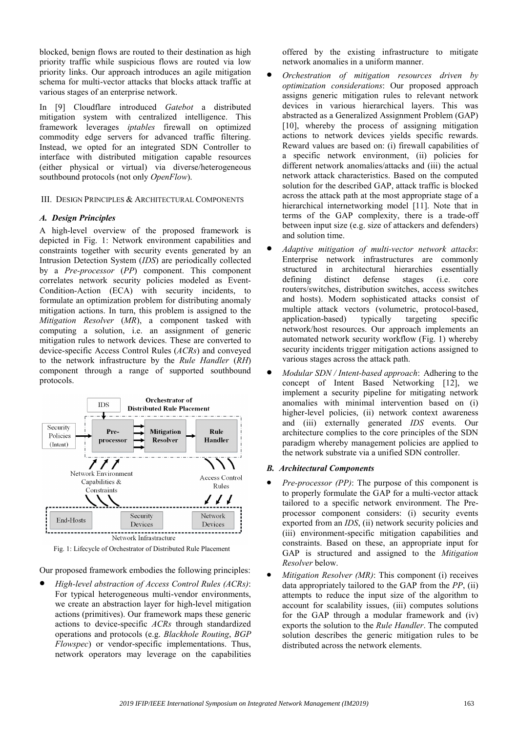blocked, benign flows are routed to their destination as high priority traffic while suspicious flows are routed via low priority links. Our approach introduces an agile mitigation schema for multi-vector attacks that blocks attack traffic at various stages of an enterprise network.

In [9] Cloudflare introduced *Gatebot* a distributed mitigation system with centralized intelligence. This framework leverages *iptables* firewall on optimized commodity edge servers for advanced traffic filtering. Instead, we opted for an integrated SDN Controller to interface with distributed mitigation capable resources (either physical or virtual) via diverse/heterogeneous southbound protocols (not only *OpenFlow*).

## III. Design Principles & Architectural Components

### A. Design Principles

A high-level overview of the proposed framework is depicted in Fig. 1: Network environment capabilities and constraints together with security events generated by an Intrusion Detection System (*IDS*) are periodically collected by a *Pre-processor* (*PP*) component. This component correlates network security policies modeled as Event-Condition-Action (ECA) with security incidents, to formulate an optimization problem for distributing anomaly mitigation actions. In turn, this problem is assigned to the *Mitigation Resolver* (*MR*), a component tasked with computing a solution, i.e. an assignment of generic mitigation rules to network devices. These are converted to device-specific Access Control Rules (*ACRs*) and conveyed to the network infrastructure by the *Rule Handler* (*RH*) component through a range of supported southbound protocols.

Fig. 1: Lifecycle of Orchestrator of Distributed Rule Placement

Our proposed framework embodies the following principles:

- *High-level abstraction of Access Control Rules (ACRs)*: For typical heterogeneous multi-vendor environments, we create an abstraction layer for high-level mitigation actions (primitives). Our framework maps these generic actions to device-specific *ACRs* through standardized operations and protocols (e.g. *Blackhole Routing*, *BGP Flowspec*) or vendor-specific implementations. Thus, network operators may leverage on the capabilities offered by the existing infrastructure to mitigate network anomalies in a uniform manner.
- *Orchestration of mitigation resources driven by optimization considerations*: Our proposed approach assigns generic mitigation rules to relevant network devices in various hierarchical layers. This was abstracted as a Generalized Assignment Problem (GAP) [10], whereby the process of assigning mitigation actions to network devices yields specific rewards. Reward values are based on: (i) firewall capabilities of a specific network environment, (ii) policies for different network anomalies/attacks and (iii) the actual network attack characteristics. Based on the computed solution for the described GAP, attack traffic is blocked across the attack path at the most appropriate stage of a hierarchical internetworking model [11]. Note that in terms of the GAP complexity, there is a trade-off between input size (e.g. size of attackers and defenders) and solution time.
- *Adaptive mitigation of multi-vector network attacks*: Enterprise network infrastructures are commonly structured in architectural hierarchies essentially defining distinct defense stages (i.e. core routers/switches, distribution switches, access switches and hosts). Modern sophisticated attacks consist of multiple attack vectors (volumetric, protocol-based, application-based) typically targeting specific network/host resources. Our approach implements an automated network security workflow (Fig. 1) whereby security incidents trigger mitigation actions assigned to various stages across the attack path.
- *Modular SDN / Intent-based approach*: Adhering to the concept of Intent Based Networking [12], we implement a security pipeline for mitigating network anomalies with minimal intervention based on (i) higher-level policies, (ii) network context awareness and (iii) externally generated *IDS* events. Our architecture complies to the core principles of the SDN paradigm whereby management policies are applied to the network substrate via a unified SDN controller.

### B. Architectural Components

- *Pre-processor (PP)*: The purpose of this component is to properly formulate the GAP for a multi-vector attack tailored to a specific network environment. The Pre-processor component considers: (i) security events exported from an *IDS*, (ii) network security policies and (iii) environment-specific mitigation capabilities and constraints. Based on these, an appropriate input for GAP is structured and assigned to the *Mitigation Resolver* below.
- *Mitigation Resolver (MR)*: This component (i) receives data appropriately tailored to the GAP from the *PP*, (ii) attempts to reduce the input size of the algorithm to account for scalability issues, (iii) computes solutions for the GAP through a modular framework and (iv) exports the solution to the *Rule Handler*. The computed solution describes the generic mitigation rules to be distributed across the network elements.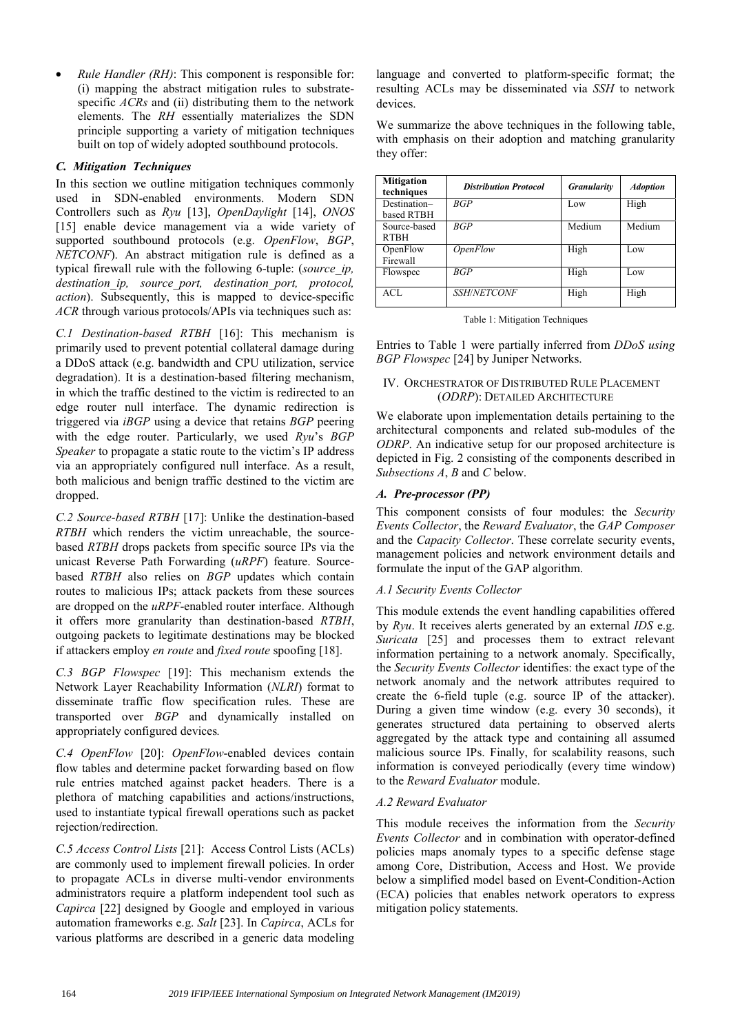- *Rule Handler (RH)*: This component is responsible for: (i) mapping the abstract mitigation rules to substrate-specific *ACRs* and (ii) distributing them to the network elements. The *RH* essentially materializes the SDN principle supporting a variety of mitigation techniques built on top of widely adopted southbound protocols.

### *C. Mitigation Techniques*

In this section we outline mitigation techniques commonly used in SDN-enabled environments. Modern SDN Controllers such as *Ryu* [13], *OpenDaylight* [14], *ONOS* [15] enable device management via a wide variety of supported southbound protocols (e.g. *OpenFlow*, *BGP*, *NETCONF*). An abstract mitigation rule is defined as a typical firewall rule with the following 6-tuple: (*source_ip, destination_ip, source_port, destination_port, protocol, action*). Subsequently, this is mapped to device-specific *ACR* through various protocols/APIs via techniques such as:

*C.1 Destination-based RTBH* [16]: This mechanism is primarily used to prevent potential collateral damage during a DDoS attack (e.g. bandwidth and CPU utilization, service degradation). It is a destination-based filtering mechanism, in which the traffic destined to the victim is redirected to an edge router null interface. The dynamic redirection is triggered via *iBGP* using a device that retains *BGP* peering with the edge router. Particularly, we used *Ryu*'s *BGP Speaker* to propagate a static route to the victim's IP address via an appropriately configured null interface. As a result, both malicious and benign traffic destined to the victim are dropped.

*C.2 Source-based RTBH* [17]: Unlike the destination-based *RTBH* which renders the victim unreachable, the source-based *RTBH* drops packets from specific source IPs via the unicast Reverse Path Forwarding (*uRPF*) feature. Source-based *RTBH* also relies on *BGP* updates which contain routes to malicious IPs; attack packets from these sources are dropped on the *uRPF*-enabled router interface. Although it offers more granularity than destination-based *RTBH*, outgoing packets to legitimate destinations may be blocked if attackers employ *en route* and *fixed route* spoofing [18].

*C.3 BGP Flowspec* [19]: This mechanism extends the Network Layer Reachability Information (*NLRI*) format to disseminate traffic flow specification rules. These are transported over *BGP* and dynamically installed on appropriately configured devices.

*C.4 OpenFlow* [20]: *OpenFlow*-enabled devices contain flow tables and determine packet forwarding based on flow rule entries matched against packet headers. There is a plethora of matching capabilities and actions/instructions, used to instantiate typical firewall operations such as packet rejection/redirection.

*C.5 Access Control Lists* [21]: Access Control Lists (ACLs) are commonly used to implement firewall policies. In order to propagate ACLs in diverse multi-vendor environments administrators require a platform independent tool such as *Capirca* [22] designed by Google and employed in various automation frameworks e.g. *Salt* [23]. In *Capirca*, ACLs for various platforms are described in a generic data modeling language and converted to platform-specific format; the resulting ACLs may be disseminated via *SSH* to network devices.

We summarize the above techniques in the following table, with emphasis on their adoption and matching granularity they offer:

| **Mitigation techniques** | ***Distribution Protocol*** | ***Granularity*** | ***Adoption*** |
|---|---|---|---|
| Destination–based RTBH | *BGP* | Low | High |
| Source-based RTBH | *BGP* | Medium | Medium |
| OpenFlow Firewall | *OpenFlow* | High | Low |
| Flowspec | *BGP* | High | Low |
| ACL | *SSH/NETCONF* | High | High |

Table 1: Mitigation Techniques

Entries to Table 1 were partially inferred from *DDoS using BGP Flowspec* [24] by Juniper Networks.

## IV. Orchestrator of Distributed Rule Placement (*ODRP*): Detailed Architecture

We elaborate upon implementation details pertaining to the architectural components and related sub-modules of the *ODRP*. An indicative setup for our proposed architecture is depicted in Fig. 2 consisting of the components described in *Subsections A*, *B* and *C* below.

### *A. Pre-processor (PP)*

This component consists of four modules: the *Security Events Collector*, the *Reward Evaluator*, the *GAP Composer* and the *Capacity Collector*. These correlate security events, management policies and network environment details and formulate the input of the GAP algorithm.

*A.1 Security Events Collector*

This module extends the event handling capabilities offered by *Ryu*. It receives alerts generated by an external *IDS* e.g. *Suricata* [25] and processes them to extract relevant information pertaining to a network anomaly. Specifically, the *Security Events Collector* identifies: the exact type of the network anomaly and the network attributes required to create the 6-field tuple (e.g. source IP of the attacker). During a given time window (e.g. every 30 seconds), it generates structured data pertaining to observed alerts aggregated by the attack type and containing all assumed malicious source IPs. Finally, for scalability reasons, such information is conveyed periodically (every time window) to the *Reward Evaluator* module.

*A.2 Reward Evaluator*

This module receives the information from the *Security Events Collector* and in combination with operator-defined policies maps anomaly types to a specific defense stage among Core, Distribution, Access and Host. We provide below a simplified model based on Event-Condition-Action (ECA) policies that enables network operators to express mitigation policy statements.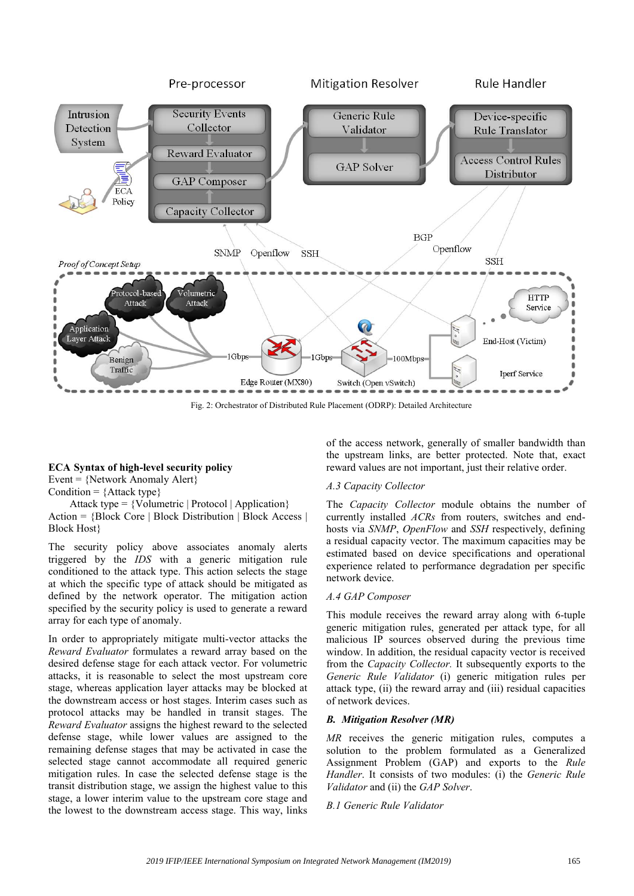Fig. 2: Orchestrator of Distributed Rule Placement (ODRP): Detailed Architecture

**ECA Syntax of high-level security policy**
Event = {Network Anomaly Alert}
Condition = {Attack type}
    Attack type = {Volumetric | Protocol | Application}
Action = {Block Core | Block Distribution | Block Access | Block Host}

The security policy above associates anomaly alerts triggered by the *IDS* with a generic mitigation rule conditioned to the attack type. This action selects the stage at which the specific type of attack should be mitigated as defined by the network operator. The mitigation action specified by the security policy is used to generate a reward array for each type of anomaly.

In order to appropriately mitigate multi-vector attacks the *Reward Evaluator* formulates a reward array based on the desired defense stage for each attack vector. For volumetric attacks, it is reasonable to select the most upstream core stage, whereas application layer attacks may be blocked at the downstream access or host stages. Interim cases such as protocol attacks may be handled in transit stages. The *Reward Evaluator* assigns the highest reward to the selected defense stage, while lower values are assigned to the remaining defense stages that may be activated in case the selected stage cannot accommodate all required generic mitigation rules. In case the selected defense stage is the transit distribution stage, we assign the highest value to this stage, a lower interim value to the upstream core stage and the lowest to the downstream access stage. This way, links of the access network, generally of smaller bandwidth than the upstream links, are better protected. Note that, exact reward values are not important, just their relative order.

*A.3 Capacity Collector*

The *Capacity Collector* module obtains the number of currently installed *ACRs* from routers, switches and end-hosts via *SNMP*, *OpenFlow* and *SSH* respectively, defining a residual capacity vector. The maximum capacities may be estimated based on device specifications and operational experience related to performance degradation per specific network device.

*A.4 GAP Composer*

This module receives the reward array along with 6-tuple generic mitigation rules, generated per attack type, for all malicious IP sources observed during the previous time window. In addition, the residual capacity vector is received from the *Capacity Collector.* It subsequently exports to the *Generic Rule Validator* (i) generic mitigation rules per attack type, (ii) the reward array and (iii) residual capacities of network devices.

### B. Mitigation Resolver (MR)

*MR* receives the generic mitigation rules, computes a solution to the problem formulated as a Generalized Assignment Problem (GAP) and exports to the *Rule Handler*. It consists of two modules: (i) the *Generic Rule Validator* and (ii) the *GAP Solver*.

*B.1 Generic Rule Validator*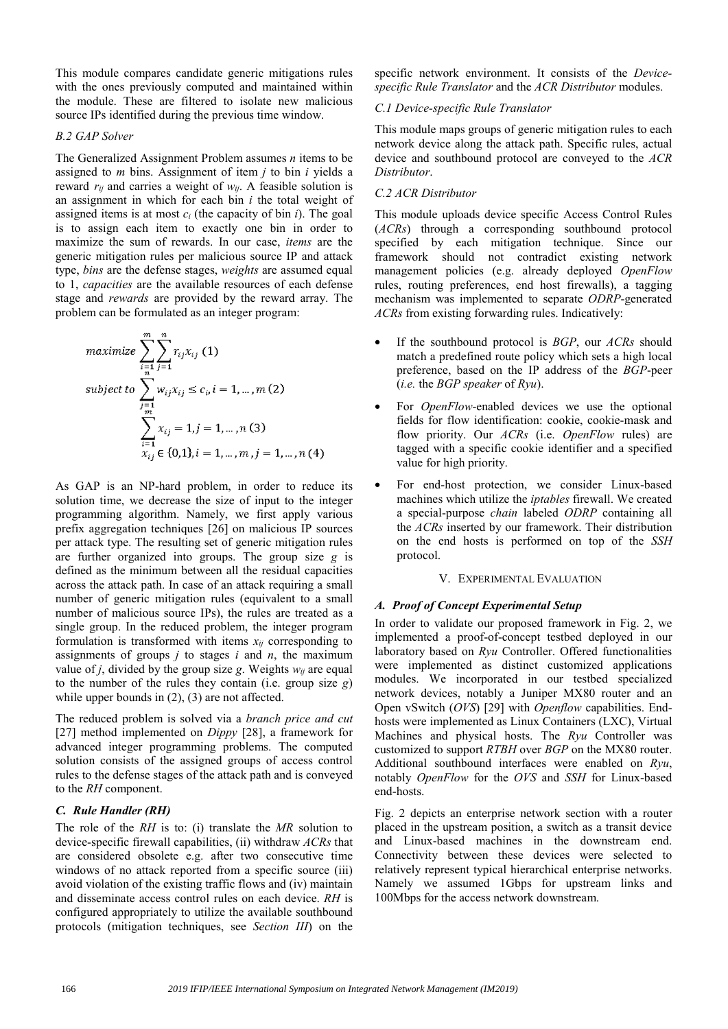This module compares candidate generic mitigations rules with the ones previously computed and maintained within the module. These are filtered to isolate new malicious source IPs identified during the previous time window.

#### *B.2 GAP Solver*

The Generalized Assignment Problem assumes $n$ items to be assigned to $m$ bins. Assignment of item $j$ to bin $i$ yields a reward $r_{ij}$ and carries a weight of $w_{ij}$. A feasible solution is an assignment in which for each bin $i$ the total weight of assigned items is at most $c_i$ (the capacity of bin $i$). The goal is to assign each item to exactly one bin in order to maximize the sum of rewards. In our case, *items* are the generic mitigation rules per malicious source IP and attack type, *bins* are the defense stages, *weights* are assumed equal to 1, *capacities* are the available resources of each defense stage and *rewards* are provided by the reward array. The problem can be formulated as an integer program:

$$maximize \sum_{i=1}^{m}\sum_{j=1}^{n} r_{ij}x_{ij} \quad (1)$$

$$subject\ to \sum_{j=1}^{n} w_{ij}x_{ij} \leq c_i, i = 1, \ldots, m \quad (2)$$

$$\sum_{i=1}^{m} x_{ij} = 1, j = 1, \ldots, n \quad (3)$$

$$x_{ij} \in \{0,1\}, i = 1, \ldots, m, j = 1, \ldots, n \quad (4)$$

As GAP is an NP-hard problem, in order to reduce its solution time, we decrease the size of input to the integer programming algorithm. Namely, we first apply various prefix aggregation techniques [26] on malicious IP sources per attack type. The resulting set of generic mitigation rules are further organized into groups. The group size $g$ is defined as the minimum between all the residual capacities across the attack path. In case of an attack requiring a small number of generic mitigation rules (equivalent to a small number of malicious source IPs), the rules are treated as a single group. In the reduced problem, the integer program formulation is transformed with items $x_{ij}$ corresponding to assignments of groups $j$ to stages $i$ and $n$, the maximum value of $j$, divided by the group size $g$. Weights $w_{ij}$ are equal to the number of the rules they contain (i.e. group size $g$) while upper bounds in (2), (3) are not affected.

The reduced problem is solved via a *branch price and cut* [27] method implemented on *Dippy* [28], a framework for advanced integer programming problems. The computed solution consists of the assigned groups of access control rules to the defense stages of the attack path and is conveyed to the *RH* component.

### *C. Rule Handler (RH)*

The role of the *RH* is to: (i) translate the *MR* solution to device-specific firewall capabilities, (ii) withdraw *ACRs* that are considered obsolete e.g. after two consecutive time windows of no attack reported from a specific source (iii) avoid violation of the existing traffic flows and (iv) maintain and disseminate access control rules on each device. *RH* is configured appropriately to utilize the available southbound protocols (mitigation techniques, see *Section III*) on the specific network environment. It consists of the *Device-specific Rule Translator* and the *ACR Distributor* modules.

#### *C.1 Device-specific Rule Translator*

This module maps groups of generic mitigation rules to each network device along the attack path. Specific rules, actual device and southbound protocol are conveyed to the *ACR Distributor*.

#### *C.2 ACR Distributor*

This module uploads device specific Access Control Rules (*ACRs*) through a corresponding southbound protocol specified by each mitigation technique. Since our framework should not contradict existing network management policies (e.g. already deployed *OpenFlow* rules, routing preferences, end host firewalls), a tagging mechanism was implemented to separate *ODRP*-generated *ACRs* from existing forwarding rules. Indicatively:

- If the southbound protocol is *BGP*, our *ACRs* should match a predefined route policy which sets a high local preference, based on the IP address of the *BGP*-peer (*i.e.* the *BGP speaker* of *Ryu*).
- For *OpenFlow*-enabled devices we use the optional fields for flow identification: cookie, cookie-mask and flow priority. Our *ACRs* (i.e. *OpenFlow* rules) are tagged with a specific cookie identifier and a specified value for high priority.
- For end-host protection, we consider Linux-based machines which utilize the *iptables* firewall. We created a special-purpose *chain* labeled *ODRP* containing all the *ACRs* inserted by our framework. Their distribution on the end hosts is performed on top of the *SSH* protocol.

## V. Experimental Evaluation

### *A. Proof of Concept Experimental Setup*

In order to validate our proposed framework in Fig. 2, we implemented a proof-of-concept testbed deployed in our laboratory based on *Ryu* Controller. Offered functionalities were implemented as distinct customized applications modules. We incorporated in our testbed specialized network devices, notably a Juniper MX80 router and an Open vSwitch (*OVS*) [29] with *Openflow* capabilities. End-hosts were implemented as Linux Containers (LXC), Virtual Machines and physical hosts. The *Ryu* Controller was customized to support *RTBH* over *BGP* on the MX80 router. Additional southbound interfaces were enabled on *Ryu*, notably *OpenFlow* for the *OVS* and *SSH* for Linux-based end-hosts.

Fig. 2 depicts an enterprise network section with a router placed in the upstream position, a switch as a transit device and Linux-based machines in the downstream end. Connectivity between these devices were selected to relatively represent typical hierarchical enterprise networks. Namely we assumed 1Gbps for upstream links and 100Mbps for the access network downstream.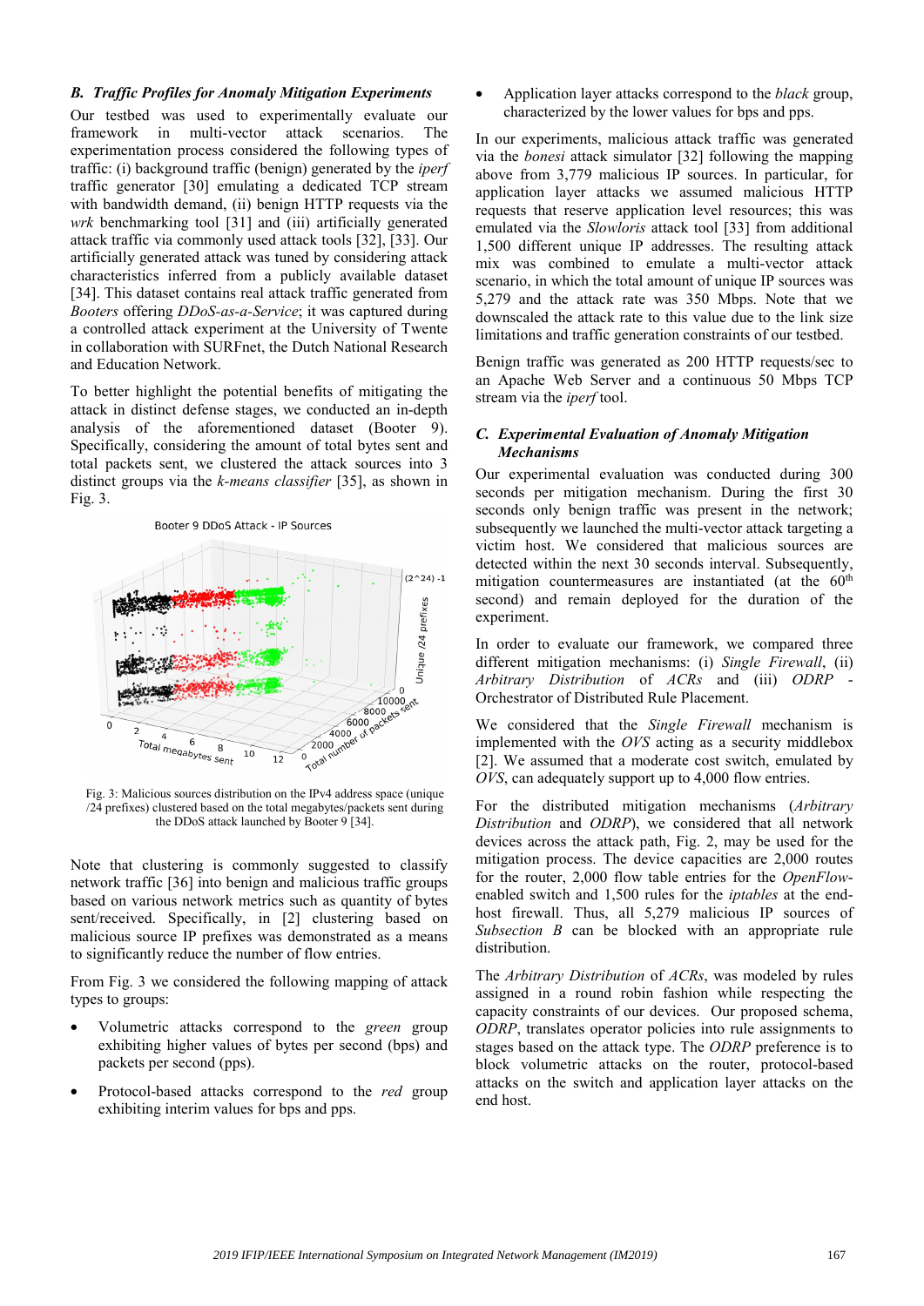### B. Traffic Profiles for Anomaly Mitigation Experiments

Our testbed was used to experimentally evaluate our framework in multi-vector attack scenarios. The experimentation process considered the following types of traffic: (i) background traffic (benign) generated by the *iperf* traffic generator [30] emulating a dedicated TCP stream with bandwidth demand, (ii) benign HTTP requests via the *wrk* benchmarking tool [31] and (iii) artificially generated attack traffic via commonly used attack tools [32], [33]. Our artificially generated attack was tuned by considering attack characteristics inferred from a publicly available dataset [34]. This dataset contains real attack traffic generated from *Booters* offering *DDoS-as-a-Service*; it was captured during a controlled attack experiment at the University of Twente in collaboration with SURFnet, the Dutch National Research and Education Network.

To better highlight the potential benefits of mitigating the attack in distinct defense stages, we conducted an in-depth analysis of the aforementioned dataset (Booter 9). Specifically, considering the amount of total bytes sent and total packets sent, we clustered the attack sources into 3 distinct groups via the *k-means classifier* [35], as shown in Fig. 3.

Fig. 3: Malicious sources distribution on the IPv4 address space (unique /24 prefixes) clustered based on the total megabytes/packets sent during the DDoS attack launched by Booter 9 [34].

Note that clustering is commonly suggested to classify network traffic [36] into benign and malicious traffic groups based on various network metrics such as quantity of bytes sent/received. Specifically, in [2] clustering based on malicious source IP prefixes was demonstrated as a means to significantly reduce the number of flow entries.

From Fig. 3 we considered the following mapping of attack types to groups:

- Volumetric attacks correspond to the *green* group exhibiting higher values of bytes per second (bps) and packets per second (pps).
- Protocol-based attacks correspond to the *red* group exhibiting interim values for bps and pps.
- Application layer attacks correspond to the *black* group, characterized by the lower values for bps and pps.

In our experiments, malicious attack traffic was generated via the *bonesi* attack simulator [32] following the mapping above from 3,779 malicious IP sources. In particular, for application layer attacks we assumed malicious HTTP requests that reserve application level resources; this was emulated via the *Slowloris* attack tool [33] from additional 1,500 different unique IP addresses. The resulting attack mix was combined to emulate a multi-vector attack scenario, in which the total amount of unique IP sources was 5,279 and the attack rate was 350 Mbps. Note that we downscaled the attack rate to this value due to the link size limitations and traffic generation constraints of our testbed.

Benign traffic was generated as 200 HTTP requests/sec to an Apache Web Server and a continuous 50 Mbps TCP stream via the *iperf* tool.

### C. Experimental Evaluation of Anomaly Mitigation Mechanisms

Our experimental evaluation was conducted during 300 seconds per mitigation mechanism. During the first 30 seconds only benign traffic was present in the network; subsequently we launched the multi-vector attack targeting a victim host. We considered that malicious sources are detected within the next 30 seconds interval. Subsequently, mitigation countermeasures are instantiated (at the 60<sup>th</sup> second) and remain deployed for the duration of the experiment.

In order to evaluate our framework, we compared three different mitigation mechanisms: (i) *Single Firewall*, (ii) *Arbitrary Distribution* of *ACRs* and (iii) *ODRP* - Orchestrator of Distributed Rule Placement.

We considered that the *Single Firewall* mechanism is implemented with the *OVS* acting as a security middlebox [2]. We assumed that a moderate cost switch, emulated by *OVS*, can adequately support up to 4,000 flow entries.

For the distributed mitigation mechanisms (*Arbitrary Distribution* and *ODRP*), we considered that all network devices across the attack path, Fig. 2, may be used for the mitigation process. The device capacities are 2,000 routes for the router, 2,000 flow table entries for the *OpenFlow*-enabled switch and 1,500 rules for the *iptables* at the end-host firewall. Thus, all 5,279 malicious IP sources of *Subsection B* can be blocked with an appropriate rule distribution.

The *Arbitrary Distribution* of *ACRs*, was modeled by rules assigned in a round robin fashion while respecting the capacity constraints of our devices. Our proposed schema, *ODRP*, translates operator policies into rule assignments to stages based on the attack type. The *ODRP* preference is to block volumetric attacks on the router, protocol-based attacks on the switch and application layer attacks on the end host.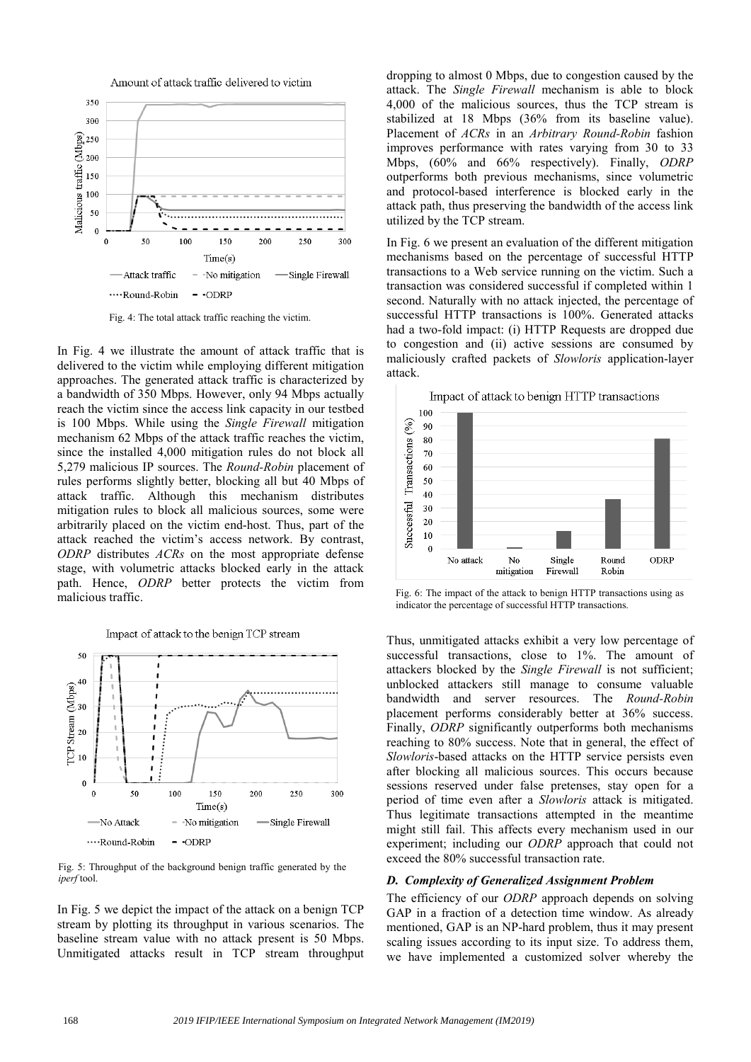Fig. 4: The total attack traffic reaching the victim.

In Fig. 4 we illustrate the amount of attack traffic that is delivered to the victim while employing different mitigation approaches. The generated attack traffic is characterized by a bandwidth of 350 Mbps. However, only 94 Mbps actually reach the victim since the access link capacity in our testbed is 100 Mbps. While using the *Single Firewall* mitigation mechanism 62 Mbps of the attack traffic reaches the victim, since the installed 4,000 mitigation rules do not block all 5,279 malicious IP sources. The *Round-Robin* placement of rules performs slightly better, blocking all but 40 Mbps of attack traffic. Although this mechanism distributes mitigation rules to block all malicious sources, some were arbitrarily placed on the victim end-host. Thus, part of the attack reached the victim's access network. By contrast, *ODRP* distributes *ACRs* on the most appropriate defense stage, with volumetric attacks blocked early in the attack path. Hence, *ODRP* better protects the victim from malicious traffic.

Fig. 5: Throughput of the background benign traffic generated by the *iperf* tool.

In Fig. 5 we depict the impact of the attack on a benign TCP stream by plotting its throughput in various scenarios. The baseline stream value with no attack present is 50 Mbps. Unmitigated attacks result in TCP stream throughput dropping to almost 0 Mbps, due to congestion caused by the attack. The *Single Firewall* mechanism is able to block 4,000 of the malicious sources, thus the TCP stream is stabilized at 18 Mbps (36% from its baseline value). Placement of *ACRs* in an *Arbitrary Round-Robin* fashion improves performance with rates varying from 30 to 33 Mbps, (60% and 66% respectively). Finally, *ODRP* outperforms both previous mechanisms, since volumetric and protocol-based interference is blocked early in the attack path, thus preserving the bandwidth of the access link utilized by the TCP stream.

In Fig. 6 we present an evaluation of the different mitigation mechanisms based on the percentage of successful HTTP transactions to a Web service running on the victim. Such a transaction was considered successful if completed within 1 second. Naturally with no attack injected, the percentage of successful HTTP transactions is 100%. Generated attacks had a two-fold impact: (i) HTTP Requests are dropped due to congestion and (ii) active sessions are consumed by maliciously crafted packets of *Slowloris* application-layer attack.

Fig. 6: The impact of the attack to benign HTTP transactions using as indicator the percentage of successful HTTP transactions.

Thus, unmitigated attacks exhibit a very low percentage of successful transactions, close to 1%. The amount of attackers blocked by the *Single Firewall* is not sufficient; unblocked attackers still manage to consume valuable bandwidth and server resources. The *Round-Robin* placement performs considerably better at 36% success. Finally, *ODRP* significantly outperforms both mechanisms reaching to 80% success. Note that in general, the effect of *Slowloris*-based attacks on the HTTP service persists even after blocking all malicious sources. This occurs because sessions reserved under false pretenses, stay open for a period of time even after a *Slowloris* attack is mitigated. Thus legitimate transactions attempted in the meantime might still fail. This affects every mechanism used in our experiment; including our *ODRP* approach that could not exceed the 80% successful transaction rate.

### D. Complexity of Generalized Assignment Problem

The efficiency of our *ODRP* approach depends on solving GAP in a fraction of a detection time window. As already mentioned, GAP is an NP-hard problem, thus it may present scaling issues according to its input size. To address them, we have implemented a customized solver whereby the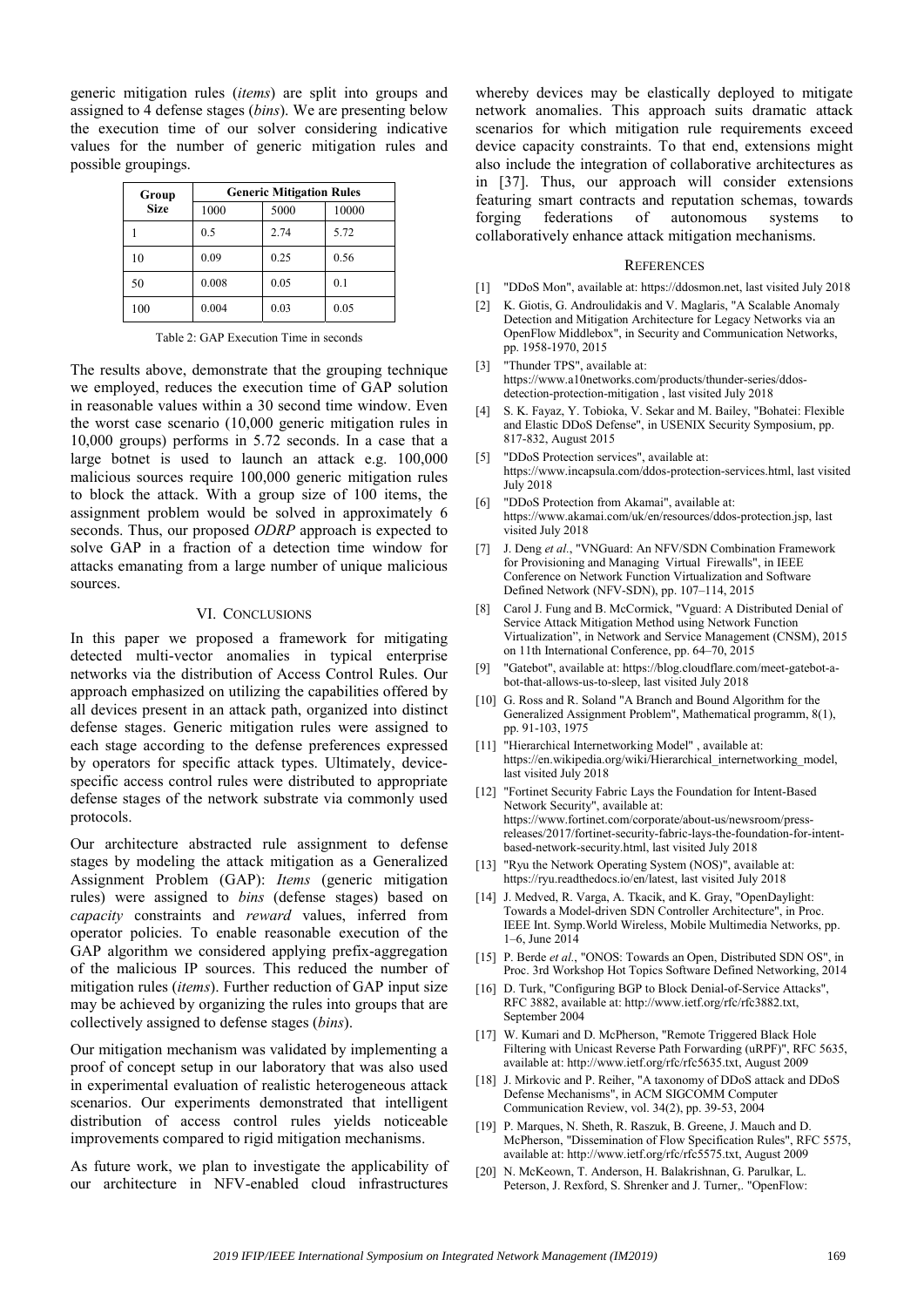generic mitigation rules (*items*) are split into groups and assigned to 4 defense stages (*bins*). We are presenting below the execution time of our solver considering indicative values for the number of generic mitigation rules and possible groupings.

| Group Size | Generic Mitigation Rules | | |
|---|---|---|---|
| | 1000 | 5000 | 10000 |
| 1 | 0.5 | 2.74 | 5.72 |
| 10 | 0.09 | 0.25 | 0.56 |
| 50 | 0.008 | 0.05 | 0.1 |
| 100 | 0.004 | 0.03 | 0.05 |

Table 2: GAP Execution Time in seconds

The results above, demonstrate that the grouping technique we employed, reduces the execution time of GAP solution in reasonable values within a 30 second time window. Even the worst case scenario (10,000 generic mitigation rules in 10,000 groups) performs in 5.72 seconds. In a case that a large botnet is used to launch an attack e.g. 100,000 malicious sources require 100,000 generic mitigation rules to block the attack. With a group size of 100 items, the assignment problem would be solved in approximately 6 seconds. Thus, our proposed *ODRP* approach is expected to solve GAP in a fraction of a detection time window for attacks emanating from a large number of unique malicious sources.

## VI. Conclusions

In this paper we proposed a framework for mitigating detected multi-vector anomalies in typical enterprise networks via the distribution of Access Control Rules. Our approach emphasized on utilizing the capabilities offered by all devices present in an attack path, organized into distinct defense stages. Generic mitigation rules were assigned to each stage according to the defense preferences expressed by operators for specific attack types. Ultimately, device-specific access control rules were distributed to appropriate defense stages of the network substrate via commonly used protocols.

Our architecture abstracted rule assignment to defense stages by modeling the attack mitigation as a Generalized Assignment Problem (GAP): *Items* (generic mitigation rules) were assigned to *bins* (defense stages) based on *capacity* constraints and *reward* values, inferred from operator policies. To enable reasonable execution of the GAP algorithm we considered applying prefix-aggregation of the malicious IP sources. This reduced the number of mitigation rules (*items*). Further reduction of GAP input size may be achieved by organizing the rules into groups that are collectively assigned to defense stages (*bins*).

Our mitigation mechanism was validated by implementing a proof of concept setup in our laboratory that was also used in experimental evaluation of realistic heterogeneous attack scenarios. Our experiments demonstrated that intelligent distribution of access control rules yields noticeable improvements compared to rigid mitigation mechanisms.

As future work, we plan to investigate the applicability of our architecture in NFV-enabled cloud infrastructures whereby devices may be elastically deployed to mitigate network anomalies. This approach suits dramatic attack scenarios for which mitigation rule requirements exceed device capacity constraints. To that end, extensions might also include the integration of collaborative architectures as in [37]. Thus, our approach will consider extensions featuring smart contracts and reputation schemas, towards forging federations of autonomous systems to collaboratively enhance attack mitigation mechanisms.

## References

[1] "DDoS Mon", available at: https://ddosmon.net, last visited July 2018

[2] K. Giotis, G. Androulidakis and V. Maglaris, "A Scalable Anomaly Detection and Mitigation Architecture for Legacy Networks via an OpenFlow Middlebox", in Security and Communication Networks, pp. 1958-1970, 2015

[3] "Thunder TPS", available at: https://www.a10networks.com/products/thunder-series/ddos-detection-protection-mitigation , last visited July 2018

[4] S. K. Fayaz, Y. Tobioka, V. Sekar and M. Bailey, "Bohatei: Flexible and Elastic DDoS Defense", in USENIX Security Symposium, pp. 817-832, August 2015

[5] "DDoS Protection services", available at: https://www.incapsula.com/ddos-protection-services.html, last visited July 2018

[6] "DDoS Protection from Akamai", available at: https://www.akamai.com/uk/en/resources/ddos-protection.jsp, last visited July 2018

[7] J. Deng *et al.*, "VNGuard: An NFV/SDN Combination Framework for Provisioning and Managing Virtual Firewalls", in IEEE Conference on Network Function Virtualization and Software Defined Network (NFV-SDN), pp. 107–114, 2015

[8] Carol J. Fung and B. McCormick, "Vguard: A Distributed Denial of Service Attack Mitigation Method using Network Function Virtualization", in Network and Service Management (CNSM), 2015 on 11th International Conference, pp. 64–70, 2015

[9] "Gatebot", available at: https://blog.cloudflare.com/meet-gatebot-a-bot-that-allows-us-to-sleep, last visited July 2018

[10] G. Ross and R. Soland "A Branch and Bound Algorithm for the Generalized Assignment Problem", Mathematical programm, 8(1), pp. 91-103, 1975

[11] "Hierarchical Internetworking Model" , available at: https://en.wikipedia.org/wiki/Hierarchical_internetworking_model, last visited July 2018

[12] "Fortinet Security Fabric Lays the Foundation for Intent-Based Network Security", available at: https://www.fortinet.com/corporate/about-us/newsroom/press-releases/2017/fortinet-security-fabric-lays-the-foundation-for-intent-based-network-security.html, last visited July 2018

[13] "Ryu the Network Operating System (NOS)", available at: https://ryu.readthedocs.io/en/latest, last visited July 2018

[14] J. Medved, R. Varga, A. Tkacik, and K. Gray, "OpenDaylight: Towards a Model-driven SDN Controller Architecture", in Proc. IEEE Int. Symp.World Wireless, Mobile Multimedia Networks, pp. 1–6, June 2014

[15] P. Berde *et al.*, "ONOS: Towards an Open, Distributed SDN OS", in Proc. 3rd Workshop Hot Topics Software Defined Networking, 2014

[16] D. Turk, "Configuring BGP to Block Denial-of-Service Attacks", RFC 3882, available at: http://www.ietf.org/rfc/rfc3882.txt, September 2004

[17] W. Kumari and D. McPherson, "Remote Triggered Black Hole Filtering with Unicast Reverse Path Forwarding (uRPF)", RFC 5635, available at: http://www.ietf.org/rfc/rfc5635.txt, August 2009

[18] J. Mirkovic and P. Reiher, "A taxonomy of DDoS attack and DDoS Defense Mechanisms", in ACM SIGCOMM Computer Communication Review, vol. 34(2), pp. 39-53, 2004

[19] P. Marques, N. Sheth, R. Raszuk, B. Greene, J. Mauch and D. McPherson, "Dissemination of Flow Specification Rules", RFC 5575, available at: http://www.ietf.org/rfc/rfc5575.txt, August 2009

[20] N. McKeown, T. Anderson, H. Balakrishnan, G. Parulkar, L. Peterson, J. Rexford, S. Shrenker and J. Turner,. "OpenFlow: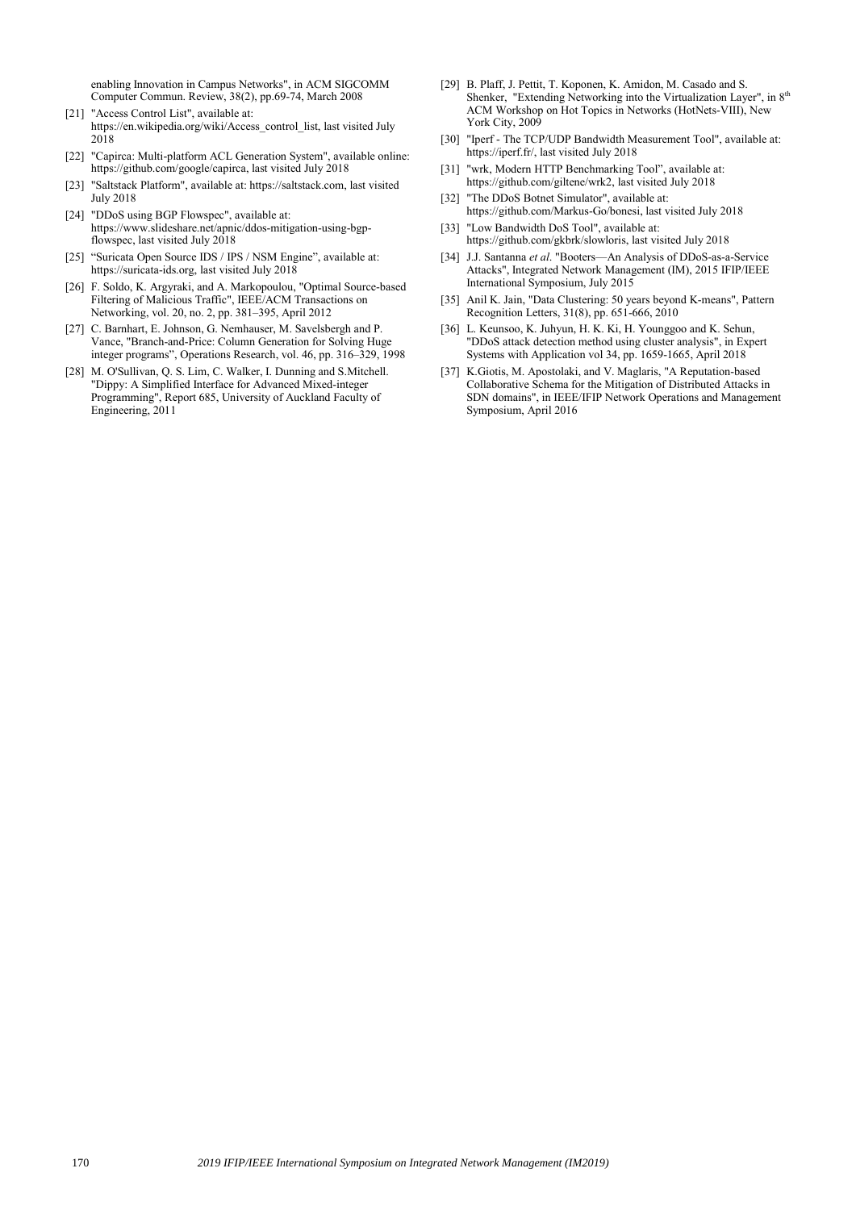enabling Innovation in Campus Networks", in ACM SIGCOMM Computer Commun. Review, 38(2), pp.69-74, March 2008

[21] "Access Control List", available at: https://en.wikipedia.org/wiki/Access_control_list, last visited July 2018

[22] "Capirca: Multi-platform ACL Generation System", available online: https://github.com/google/capirca, last visited July 2018

[23] "Saltstack Platform", available at: https://saltstack.com, last visited July 2018

[24] "DDoS using BGP Flowspec", available at: https://www.slideshare.net/apnic/ddos-mitigation-using-bgp-flowspec, last visited July 2018

[25] "Suricata Open Source IDS / IPS / NSM Engine", available at: https://suricata-ids.org, last visited July 2018

[26] F. Soldo, K. Argyraki, and A. Markopoulou, "Optimal Source-based Filtering of Malicious Traffic", IEEE/ACM Transactions on Networking, vol. 20, no. 2, pp. 381–395, April 2012

[27] C. Barnhart, E. Johnson, G. Nemhauser, M. Savelsbergh and P. Vance, "Branch-and-Price: Column Generation for Solving Huge integer programs", Operations Research, vol. 46, pp. 316–329, 1998

[28] M. O'Sullivan, Q. S. Lim, C. Walker, I. Dunning and S.Mitchell. "Dippy: A Simplified Interface for Advanced Mixed-integer Programming", Report 685, University of Auckland Faculty of Engineering, 2011

[29] B. Plaff, J. Pettit, T. Koponen, K. Amidon, M. Casado and S. Shenker, "Extending Networking into the Virtualization Layer", in 8th ACM Workshop on Hot Topics in Networks (HotNets-VIII), New York City, 2009

[30] "Iperf - The TCP/UDP Bandwidth Measurement Tool", available at: https://iperf.fr/, last visited July 2018

[31] "wrk, Modern HTTP Benchmarking Tool", available at: https://github.com/giltene/wrk2, last visited July 2018

[32] "The DDoS Botnet Simulator", available at: https://github.com/Markus-Go/bonesi, last visited July 2018

[33] "Low Bandwidth DoS Tool", available at: https://github.com/gkbrk/slowloris, last visited July 2018

[34] J.J. Santanna *et al*. "Booters—An Analysis of DDoS-as-a-Service Attacks", Integrated Network Management (IM), 2015 IFIP/IEEE International Symposium, July 2015

[35] Anil K. Jain, "Data Clustering: 50 years beyond K-means", Pattern Recognition Letters, 31(8), pp. 651-666, 2010

[36] L. Keunsoo, K. Juhyun, H. K. Ki, H. Younggoo and K. Sehun, "DDoS attack detection method using cluster analysis", in Expert Systems with Application vol 34, pp. 1659-1665, April 2018

[37] K.Giotis, M. Apostolaki, and V. Maglaris, "A Reputation-based Collaborative Schema for the Mitigation of Distributed Attacks in SDN domains", in IEEE/IFIP Network Operations and Management Symposium, April 2016